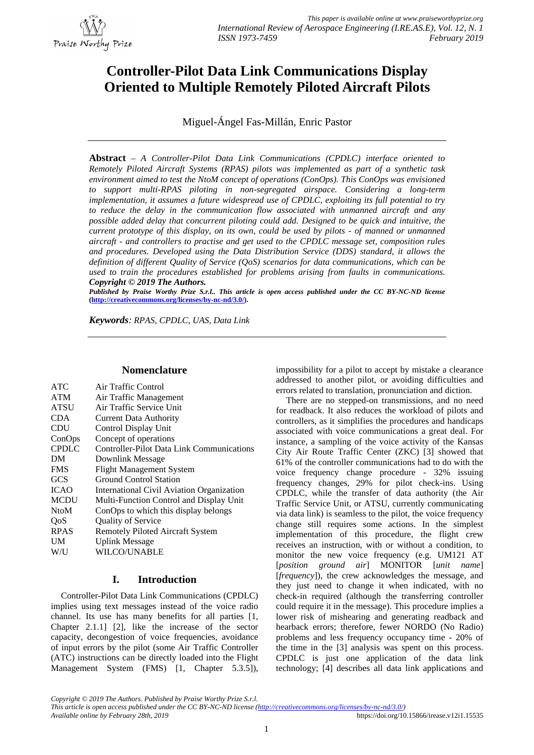# Controller-Pilot Data Link Communications Display Oriented to Multiple Remotely Piloted Aircraft Pilots

Miguel-Ángel Fas-Millán, Enric Pastor

**Abstract** – *A Controller-Pilot Data Link Communications (CPDLC) interface oriented to Remotely Piloted Aircraft Systems (RPAS) pilots was implemented as part of a synthetic task environment aimed to test the NtoM concept of operations (ConOps). This ConOps was envisioned to support multi-RPAS piloting in non-segregated airspace. Considering a long-term implementation, it assumes a future widespread use of CPDLC, exploiting its full potential to try to reduce the delay in the communication flow associated with unmanned aircraft and any possible added delay that concurrent piloting could add. Designed to be quick and intuitive, the current prototype of this display, on its own, could be used by pilots - of manned or unmanned aircraft - and controllers to practise and get used to the CPDLC message set, composition rules and procedures. Developed using the Data Distribution Service (DDS) standard, it allows the definition of different Quality of Service (QoS) scenarios for data communications, which can be used to train the procedures established for problems arising from faults in communications.* ***Copyright © 2019 The Authors.***

***Published by Praise Worthy Prize S.r.l.. This article is open access published under the CC BY-NC-ND license (http://creativecommons.org/licenses/by-nc-nd/3.0/).***

***Keywords****: RPAS, CPDLC, UAS, Data Link*

## Nomenclature

| | |
|---|---|
| ATC | Air Traffic Control |
| ATM | Air Traffic Management |
| ATSU | Air Traffic Service Unit |
| CDA | Current Data Authority |
| CDU | Control Display Unit |
| ConOps | Concept of operations |
| CPDLC | Controller-Pilot Data Link Communications |
| DM | Downlink Message |
| FMS | Flight Management System |
| GCS | Ground Control Station |
| ICAO | International Civil Aviation Organization |
| MCDU | Multi-Function Control and Display Unit |
| NtoM | ConOps to which this display belongs |
| QoS | Quality of Service |
| RPAS | Remotely Piloted Aircraft System |
| UM | Uplink Message |
| W/U | WILCO/UNABLE |

## I. Introduction

Controller-Pilot Data Link Communications (CPDLC) implies using text messages instead of the voice radio channel. Its use has many benefits for all parties [1, Chapter 2.1.1] [2], like the increase of the sector capacity, decongestion of voice frequencies, avoidance of input errors by the pilot (some Air Traffic Controller (ATC) instructions can be directly loaded into the Flight Management System (FMS) [1, Chapter 5.3.5]), impossibility for a pilot to accept by mistake a clearance addressed to another pilot, or avoiding difficulties and errors related to translation, pronunciation and diction.

There are no stepped-on transmissions, and no need for readback. It also reduces the workload of pilots and controllers, as it simplifies the procedures and handicaps associated with voice communications a great deal. For instance, a sampling of the voice activity of the Kansas City Air Route Traffic Center (ZKC) [3] showed that 61% of the controller communications had to do with the voice frequency change procedure - 32% issuing frequency changes, 29% for pilot check-ins. Using CPDLC, while the transfer of data authority (the Air Traffic Service Unit, or ATSU, currently communicating via data link) is seamless to the pilot, the voice frequency change still requires some actions. In the simplest implementation of this procedure, the flight crew receives an instruction, with or without a condition, to monitor the new voice frequency (e.g. UM121 AT [*position ground air*] MONITOR [*unit name*] [*frequency*]), the crew acknowledges the message, and they just need to change it when indicated, with no check-in required (although the transferring controller could require it in the message). This procedure implies a lower risk of mishearing and generating readback and hearback errors; therefore, fewer NORDO (No Radio) problems and less frequency occupancy time - 20% of the time in the [3] analysis was spent on this process. CPDLC is just one application of the data link technology; [4] describes all data link applications and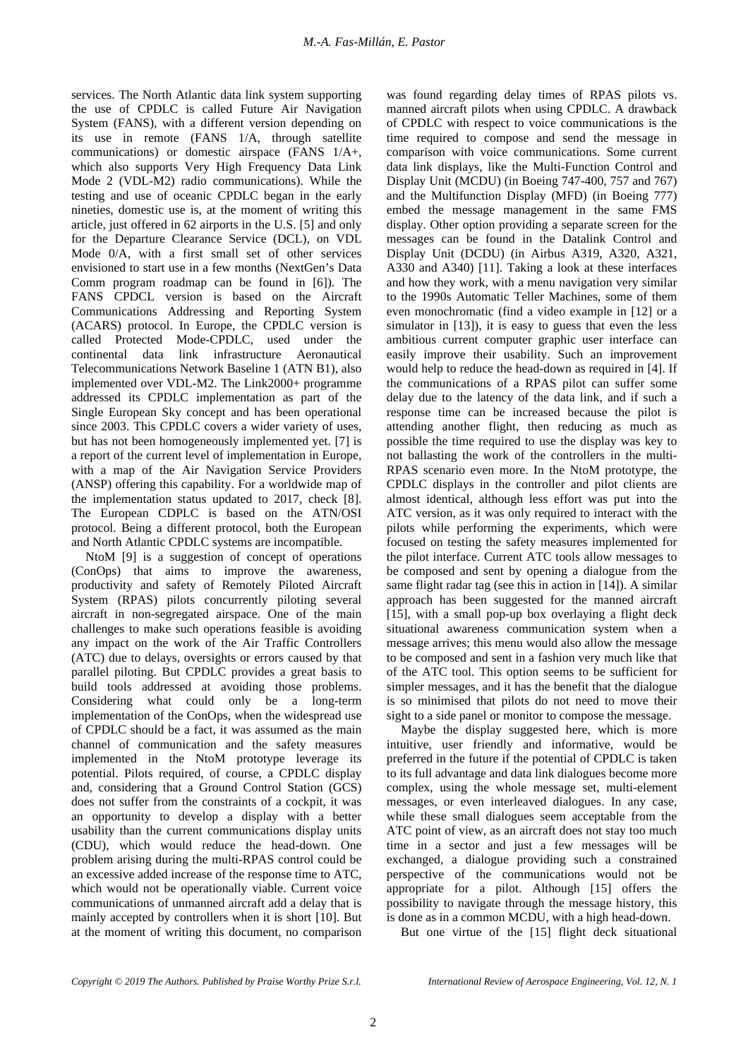services. The North Atlantic data link system supporting the use of CPDLC is called Future Air Navigation System (FANS), with a different version depending on its use in remote (FANS 1/A, through satellite communications) or domestic airspace (FANS 1/A+, which also supports Very High Frequency Data Link Mode 2 (VDL-M2) radio communications). While the testing and use of oceanic CPDLC began in the early nineties, domestic use is, at the moment of writing this article, just offered in 62 airports in the U.S. [5] and only for the Departure Clearance Service (DCL), on VDL Mode 0/A, with a first small set of other services envisioned to start use in a few months (NextGen's Data Comm program roadmap can be found in [6]). The FANS CPDCL version is based on the Aircraft Communications Addressing and Reporting System (ACARS) protocol. In Europe, the CPDLC version is called Protected Mode-CPDLC, used under the continental data link infrastructure Aeronautical Telecommunications Network Baseline 1 (ATN B1), also implemented over VDL-M2. The Link2000+ programme addressed its CPDLC implementation as part of the Single European Sky concept and has been operational since 2003. This CPDLC covers a wider variety of uses, but has not been homogeneously implemented yet. [7] is a report of the current level of implementation in Europe, with a map of the Air Navigation Service Providers (ANSP) offering this capability. For a worldwide map of the implementation status updated to 2017, check [8]. The European CDPLC is based on the ATN/OSI protocol. Being a different protocol, both the European and North Atlantic CPDLC systems are incompatible.

NtoM [9] is a suggestion of concept of operations (ConOps) that aims to improve the awareness, productivity and safety of Remotely Piloted Aircraft System (RPAS) pilots concurrently piloting several aircraft in non-segregated airspace. One of the main challenges to make such operations feasible is avoiding any impact on the work of the Air Traffic Controllers (ATC) due to delays, oversights or errors caused by that parallel piloting. But CPDLC provides a great basis to build tools addressed at avoiding those problems. Considering what could only be a long-term implementation of the ConOps, when the widespread use of CPDLC should be a fact, it was assumed as the main channel of communication and the safety measures implemented in the NtoM prototype leverage its potential. Pilots required, of course, a CPDLC display and, considering that a Ground Control Station (GCS) does not suffer from the constraints of a cockpit, it was an opportunity to develop a display with a better usability than the current communications display units (CDU), which would reduce the head-down. One problem arising during the multi-RPAS control could be an excessive added increase of the response time to ATC, which would not be operationally viable. Current voice communications of unmanned aircraft add a delay that is mainly accepted by controllers when it is short [10]. But at the moment of writing this document, no comparison was found regarding delay times of RPAS pilots vs. manned aircraft pilots when using CPDLC. A drawback of CPDLC with respect to voice communications is the time required to compose and send the message in comparison with voice communications. Some current data link displays, like the Multi-Function Control and Display Unit (MCDU) (in Boeing 747-400, 757 and 767) and the Multifunction Display (MFD) (in Boeing 777) embed the message management in the same FMS display. Other option providing a separate screen for the messages can be found in the Datalink Control and Display Unit (DCDU) (in Airbus A319, A320, A321, A330 and A340) [11]. Taking a look at these interfaces and how they work, with a menu navigation very similar to the 1990s Automatic Teller Machines, some of them even monochromatic (find a video example in [12] or a simulator in [13]), it is easy to guess that even the less ambitious current computer graphic user interface can easily improve their usability. Such an improvement would help to reduce the head-down as required in [4]. If the communications of a RPAS pilot can suffer some delay due to the latency of the data link, and if such a response time can be increased because the pilot is attending another flight, then reducing as much as possible the time required to use the display was key to not ballasting the work of the controllers in the multi-RPAS scenario even more. In the NtoM prototype, the CPDLC displays in the controller and pilot clients are almost identical, although less effort was put into the ATC version, as it was only required to interact with the pilots while performing the experiments, which were focused on testing the safety measures implemented for the pilot interface. Current ATC tools allow messages to be composed and sent by opening a dialogue from the same flight radar tag (see this in action in [14]). A similar approach has been suggested for the manned aircraft [15], with a small pop-up box overlaying a flight deck situational awareness communication system when a message arrives; this menu would also allow the message to be composed and sent in a fashion very much like that of the ATC tool. This option seems to be sufficient for simpler messages, and it has the benefit that the dialogue is so minimised that pilots do not need to move their sight to a side panel or monitor to compose the message.

Maybe the display suggested here, which is more intuitive, user friendly and informative, would be preferred in the future if the potential of CPDLC is taken to its full advantage and data link dialogues become more complex, using the whole message set, multi-element messages, or even interleaved dialogues. In any case, while these small dialogues seem acceptable from the ATC point of view, as an aircraft does not stay too much time in a sector and just a few messages will be exchanged, a dialogue providing such a constrained perspective of the communications would not be appropriate for a pilot. Although [15] offers the possibility to navigate through the message history, this is done as in a common MCDU, with a high head-down.

But one virtue of the [15] flight deck situational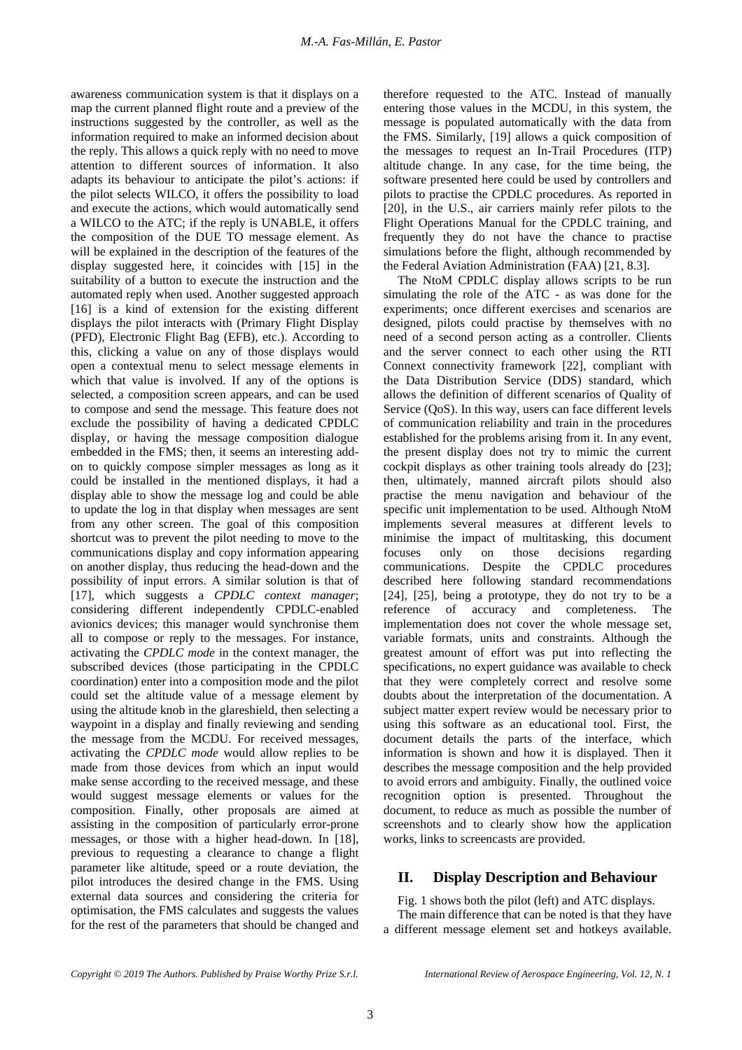awareness communication system is that it displays on a map the current planned flight route and a preview of the instructions suggested by the controller, as well as the information required to make an informed decision about the reply. This allows a quick reply with no need to move attention to different sources of information. It also adapts its behaviour to anticipate the pilot's actions: if the pilot selects WILCO, it offers the possibility to load and execute the actions, which would automatically send a WILCO to the ATC; if the reply is UNABLE, it offers the composition of the DUE TO message element. As will be explained in the description of the features of the display suggested here, it coincides with [15] in the suitability of a button to execute the instruction and the automated reply when used. Another suggested approach [16] is a kind of extension for the existing different displays the pilot interacts with (Primary Flight Display (PFD), Electronic Flight Bag (EFB), etc.). According to this, clicking a value on any of those displays would open a contextual menu to select message elements in which that value is involved. If any of the options is selected, a composition screen appears, and can be used to compose and send the message. This feature does not exclude the possibility of having a dedicated CPDLC display, or having the message composition dialogue embedded in the FMS; then, it seems an interesting add-on to quickly compose simpler messages as long as it could be installed in the mentioned displays, it had a display able to show the message log and could be able to update the log in that display when messages are sent from any other screen. The goal of this composition shortcut was to prevent the pilot needing to move to the communications display and copy information appearing on another display, thus reducing the head-down and the possibility of input errors. A similar solution is that of [17], which suggests a *CPDLC context manager*; considering different independently CPDLC-enabled avionics devices; this manager would synchronise them all to compose or reply to the messages. For instance, activating the *CPDLC mode* in the context manager, the subscribed devices (those participating in the CPDLC coordination) enter into a composition mode and the pilot could set the altitude value of a message element by using the altitude knob in the glareshield, then selecting a waypoint in a display and finally reviewing and sending the message from the MCDU. For received messages, activating the *CPDLC mode* would allow replies to be made from those devices from which an input would make sense according to the received message, and these would suggest message elements or values for the composition. Finally, other proposals are aimed at assisting in the composition of particularly error-prone messages, or those with a higher head-down. In [18], previous to requesting a clearance to change a flight parameter like altitude, speed or a route deviation, the pilot introduces the desired change in the FMS. Using external data sources and considering the criteria for optimisation, the FMS calculates and suggests the values for the rest of the parameters that should be changed and therefore requested to the ATC. Instead of manually entering those values in the MCDU, in this system, the message is populated automatically with the data from the FMS. Similarly, [19] allows a quick composition of the messages to request an In-Trail Procedures (ITP) altitude change. In any case, for the time being, the software presented here could be used by controllers and pilots to practise the CPDLC procedures. As reported in [20], in the U.S., air carriers mainly refer pilots to the Flight Operations Manual for the CPDLC training, and frequently they do not have the chance to practise simulations before the flight, although recommended by the Federal Aviation Administration (FAA) [21, 8.3].

The NtoM CPDLC display allows scripts to be run simulating the role of the ATC - as was done for the experiments; once different exercises and scenarios are designed, pilots could practise by themselves with no need of a second person acting as a controller. Clients and the server connect to each other using the RTI Connext connectivity framework [22], compliant with the Data Distribution Service (DDS) standard, which allows the definition of different scenarios of Quality of Service (QoS). In this way, users can face different levels of communication reliability and train in the procedures established for the problems arising from it. In any event, the present display does not try to mimic the current cockpit displays as other training tools already do [23]; then, ultimately, manned aircraft pilots should also practise the menu navigation and behaviour of the specific unit implementation to be used. Although NtoM implements several measures at different levels to minimise the impact of multitasking, this document focuses only on those decisions regarding communications. Despite the CPDLC procedures described here following standard recommendations [24], [25], being a prototype, they do not try to be a reference of accuracy and completeness. The implementation does not cover the whole message set, variable formats, units and constraints. Although the greatest amount of effort was put into reflecting the specifications, no expert guidance was available to check that they were completely correct and resolve some doubts about the interpretation of the documentation. A subject matter expert review would be necessary prior to using this software as an educational tool. First, the document details the parts of the interface, which information is shown and how it is displayed. Then it describes the message composition and the help provided to avoid errors and ambiguity. Finally, the outlined voice recognition option is presented. Throughout the document, to reduce as much as possible the number of screenshots and to clearly show how the application works, links to screencasts are provided.

## II. Display Description and Behaviour

Fig. 1 shows both the pilot (left) and ATC displays.

The main difference that can be noted is that they have a different message element set and hotkeys available.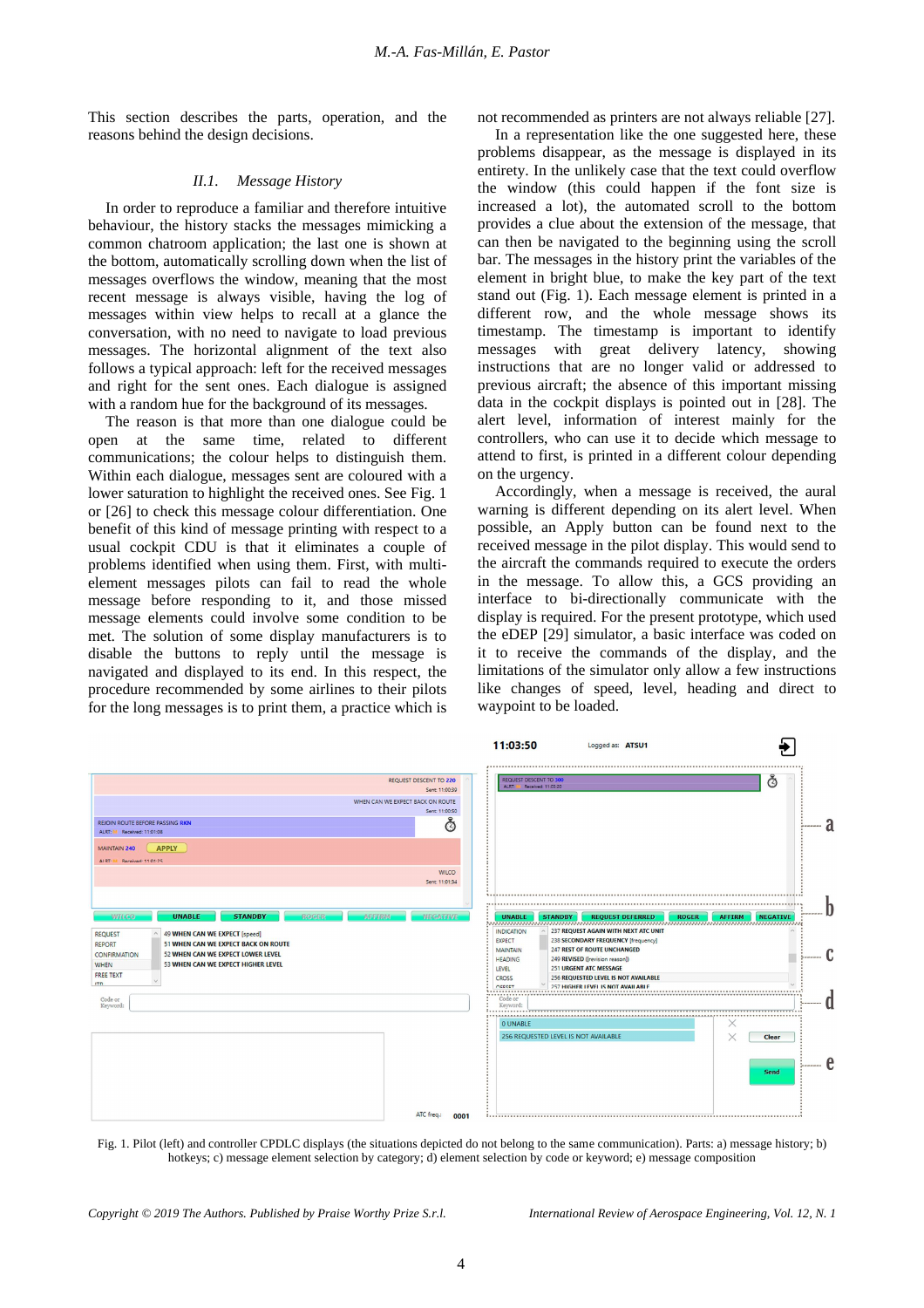This section describes the parts, operation, and the reasons behind the design decisions.

### *II.1. Message History*

In order to reproduce a familiar and therefore intuitive behaviour, the history stacks the messages mimicking a common chatroom application; the last one is shown at the bottom, automatically scrolling down when the list of messages overflows the window, meaning that the most recent message is always visible, having the log of messages within view helps to recall at a glance the conversation, with no need to navigate to load previous messages. The horizontal alignment of the text also follows a typical approach: left for the received messages and right for the sent ones. Each dialogue is assigned with a random hue for the background of its messages.

The reason is that more than one dialogue could be open at the same time, related to different communications; the colour helps to distinguish them. Within each dialogue, messages sent are coloured with a lower saturation to highlight the received ones. See Fig. 1 or [26] to check this message colour differentiation. One benefit of this kind of message printing with respect to a usual cockpit CDU is that it eliminates a couple of problems identified when using them. First, with multi-element messages pilots can fail to read the whole message before responding to it, and those missed message elements could involve some condition to be met. The solution of some display manufacturers is to disable the buttons to reply until the message is navigated and displayed to its end. In this respect, the procedure recommended by some airlines to their pilots for the long messages is to print them, a practice which is not recommended as printers are not always reliable [27].

In a representation like the one suggested here, these problems disappear, as the message is displayed in its entirety. In the unlikely case that the text could overflow the window (this could happen if the font size is increased a lot), the automated scroll to the bottom provides a clue about the extension of the message, that can then be navigated to the beginning using the scroll bar. The messages in the history print the variables of the element in bright blue, to make the key part of the text stand out (Fig. 1). Each message element is printed in a different row, and the whole message shows its timestamp. The timestamp is important to identify messages with great delivery latency, showing instructions that are no longer valid or addressed to previous aircraft; the absence of this important missing data in the cockpit displays is pointed out in [28]. The alert level, information of interest mainly for the controllers, who can use it to decide which message to attend to first, is printed in a different colour depending on the urgency.

Accordingly, when a message is received, the aural warning is different depending on its alert level. When possible, an Apply button can be found next to the received message in the pilot display. This would send to the aircraft the commands required to execute the orders in the message. To allow this, a GCS providing an interface to bi-directionally communicate with the display is required. For the present prototype, which used the eDEP [29] simulator, a basic interface was coded on it to receive the commands of the display, and the limitations of the simulator only allow a few instructions like changes of speed, level, heading and direct to waypoint to be loaded.

Fig. 1. Pilot (left) and controller CPDLC displays (the situations depicted do not belong to the same communication). Parts: a) message history; b) hotkeys; c) message element selection by category; d) element selection by code or keyword; e) message composition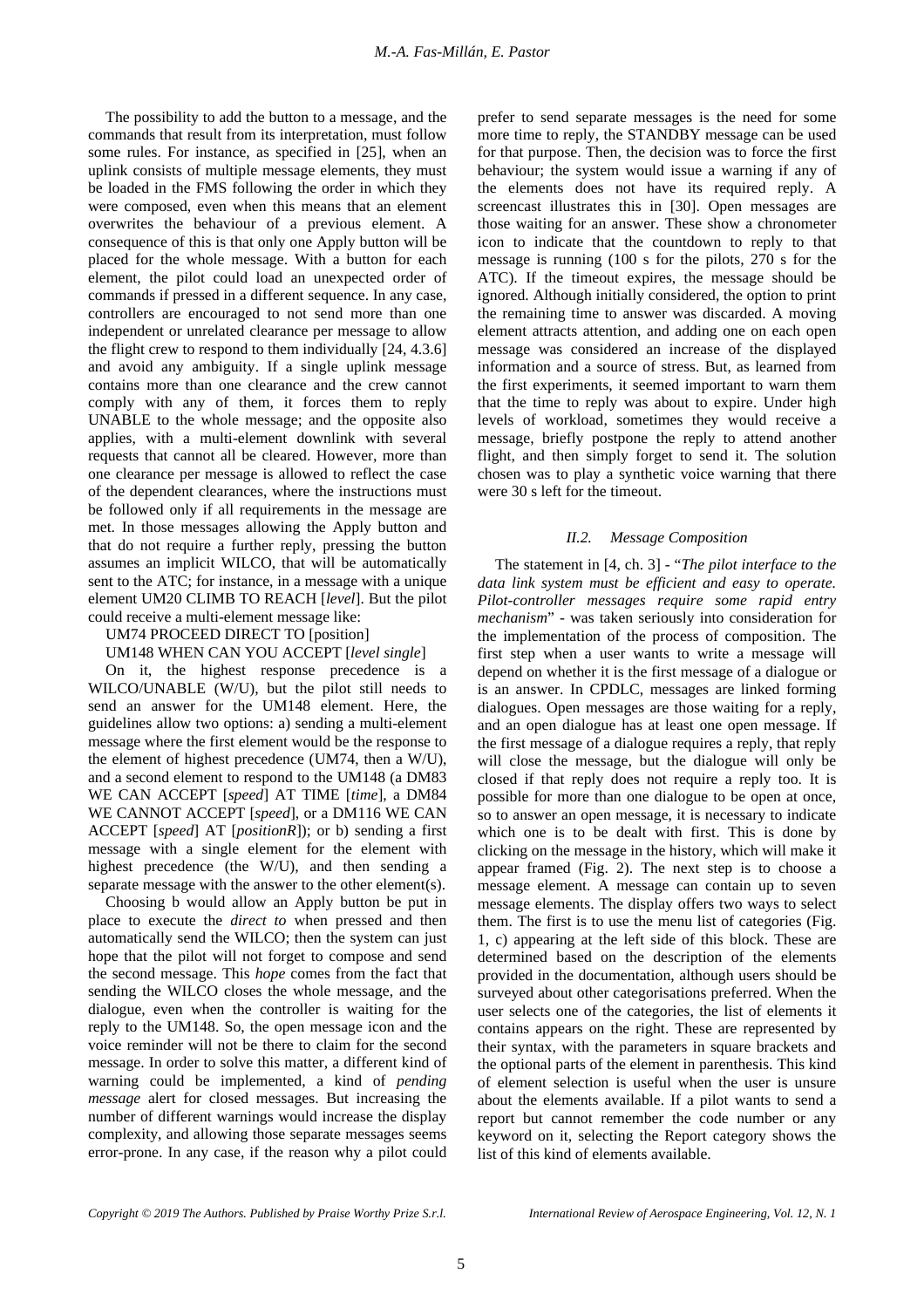The possibility to add the button to a message, and the commands that result from its interpretation, must follow some rules. For instance, as specified in [25], when an uplink consists of multiple message elements, they must be loaded in the FMS following the order in which they were composed, even when this means that an element overwrites the behaviour of a previous element. A consequence of this is that only one Apply button will be placed for the whole message. With a button for each element, the pilot could load an unexpected order of commands if pressed in a different sequence. In any case, controllers are encouraged to not send more than one independent or unrelated clearance per message to allow the flight crew to respond to them individually [24, 4.3.6] and avoid any ambiguity. If a single uplink message contains more than one clearance and the crew cannot comply with any of them, it forces them to reply UNABLE to the whole message; and the opposite also applies, with a multi-element downlink with several requests that cannot all be cleared. However, more than one clearance per message is allowed to reflect the case of the dependent clearances, where the instructions must be followed only if all requirements in the message are met. In those messages allowing the Apply button and that do not require a further reply, pressing the button assumes an implicit WILCO, that will be automatically sent to the ATC; for instance, in a message with a unique element UM20 CLIMB TO REACH [*level*]. But the pilot could receive a multi-element message like:

UM74 PROCEED DIRECT TO [position]

UM148 WHEN CAN YOU ACCEPT [*level single*]

On it, the highest response precedence is a WILCO/UNABLE (W/U), but the pilot still needs to send an answer for the UM148 element. Here, the guidelines allow two options: a) sending a multi-element message where the first element would be the response to the element of highest precedence (UM74, then a W/U), and a second element to respond to the UM148 (a DM83 WE CAN ACCEPT [*speed*] AT TIME [*time*], a DM84 WE CANNOT ACCEPT [*speed*], or a DM116 WE CAN ACCEPT [*speed*] AT [*positionR*]); or b) sending a first message with a single element for the element with highest precedence (the W/U), and then sending a separate message with the answer to the other element(s).

Choosing b would allow an Apply button be put in place to execute the *direct to* when pressed and then automatically send the WILCO; then the system can just hope that the pilot will not forget to compose and send the second message. This *hope* comes from the fact that sending the WILCO closes the whole message, and the dialogue, even when the controller is waiting for the reply to the UM148. So, the open message icon and the voice reminder will not be there to claim for the second message. In order to solve this matter, a different kind of warning could be implemented, a kind of *pending message* alert for closed messages. But increasing the number of different warnings would increase the display complexity, and allowing those separate messages seems error-prone. In any case, if the reason why a pilot could prefer to send separate messages is the need for some more time to reply, the STANDBY message can be used for that purpose. Then, the decision was to force the first behaviour; the system would issue a warning if any of the elements does not have its required reply. A screencast illustrates this in [30]. Open messages are those waiting for an answer. These show a chronometer icon to indicate that the countdown to reply to that message is running (100 s for the pilots, 270 s for the ATC). If the timeout expires, the message should be ignored. Although initially considered, the option to print the remaining time to answer was discarded. A moving element attracts attention, and adding one on each open message was considered an increase of the displayed information and a source of stress. But, as learned from the first experiments, it seemed important to warn them that the time to reply was about to expire. Under high levels of workload, sometimes they would receive a message, briefly postpone the reply to attend another flight, and then simply forget to send it. The solution chosen was to play a synthetic voice warning that there were 30 s left for the timeout.

### *II.2. Message Composition*

The statement in [4, ch. 3] - "*The pilot interface to the data link system must be efficient and easy to operate. Pilot-controller messages require some rapid entry mechanism*" - was taken seriously into consideration for the implementation of the process of composition. The first step when a user wants to write a message will depend on whether it is the first message of a dialogue or is an answer. In CPDLC, messages are linked forming dialogues. Open messages are those waiting for a reply, and an open dialogue has at least one open message. If the first message of a dialogue requires a reply, that reply will close the message, but the dialogue will only be closed if that reply does not require a reply too. It is possible for more than one dialogue to be open at once, so to answer an open message, it is necessary to indicate which one is to be dealt with first. This is done by clicking on the message in the history, which will make it appear framed (Fig. 2). The next step is to choose a message element. A message can contain up to seven message elements. The display offers two ways to select them. The first is to use the menu list of categories (Fig. 1, c) appearing at the left side of this block. These are determined based on the description of the elements provided in the documentation, although users should be surveyed about other categorisations preferred. When the user selects one of the categories, the list of elements it contains appears on the right. These are represented by their syntax, with the parameters in square brackets and the optional parts of the element in parenthesis. This kind of element selection is useful when the user is unsure about the elements available. If a pilot wants to send a report but cannot remember the code number or any keyword on it, selecting the Report category shows the list of this kind of elements available.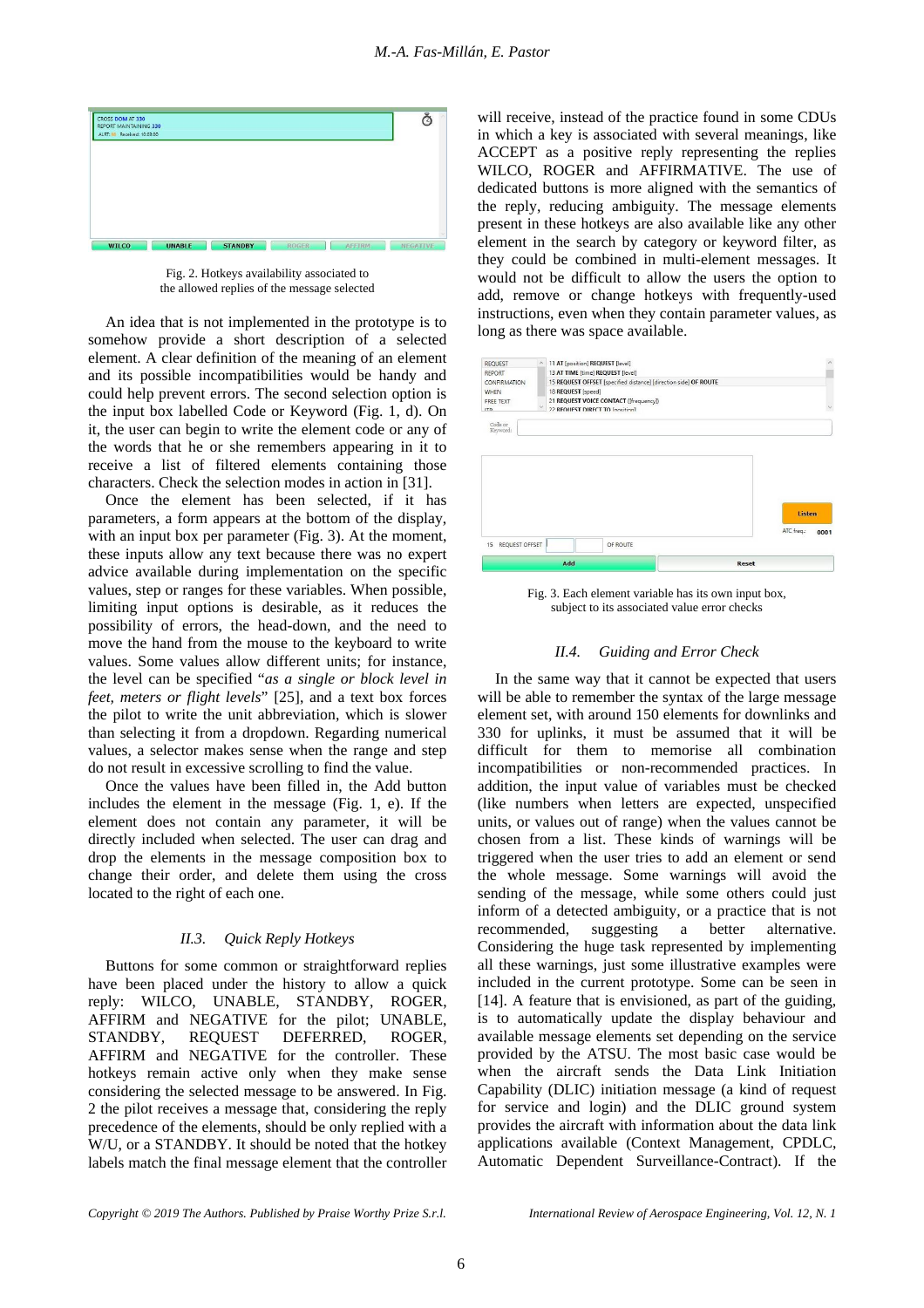Fig. 2. Hotkeys availability associated to the allowed replies of the message selected

An idea that is not implemented in the prototype is to somehow provide a short description of a selected element. A clear definition of the meaning of an element and its possible incompatibilities would be handy and could help prevent errors. The second selection option is the input box labelled Code or Keyword (Fig. 1, d). On it, the user can begin to write the element code or any of the words that he or she remembers appearing in it to receive a list of filtered elements containing those characters. Check the selection modes in action in [31].

Once the element has been selected, if it has parameters, a form appears at the bottom of the display, with an input box per parameter (Fig. 3). At the moment, these inputs allow any text because there was no expert advice available during implementation on the specific values, step or ranges for these variables. When possible, limiting input options is desirable, as it reduces the possibility of errors, the head-down, and the need to move the hand from the mouse to the keyboard to write values. Some values allow different units; for instance, the level can be specified "*as a single or block level in feet, meters or flight levels*" [25], and a text box forces the pilot to write the unit abbreviation, which is slower than selecting it from a dropdown. Regarding numerical values, a selector makes sense when the range and step do not result in excessive scrolling to find the value.

Once the values have been filled in, the Add button includes the element in the message (Fig. 1, e). If the element does not contain any parameter, it will be directly included when selected. The user can drag and drop the elements in the message composition box to change their order, and delete them using the cross located to the right of each one.

### *II.3. Quick Reply Hotkeys*

Buttons for some common or straightforward replies have been placed under the history to allow a quick reply: WILCO, UNABLE, STANDBY, ROGER, AFFIRM and NEGATIVE for the pilot; UNABLE, STANDBY, REQUEST DEFERRED, ROGER, AFFIRM and NEGATIVE for the controller. These hotkeys remain active only when they make sense considering the selected message to be answered. In Fig. 2 the pilot receives a message that, considering the reply precedence of the elements, should be only replied with a W/U, or a STANDBY. It should be noted that the hotkey labels match the final message element that the controller will receive, instead of the practice found in some CDUs in which a key is associated with several meanings, like ACCEPT as a positive reply representing the replies WILCO, ROGER and AFFIRMATIVE. The use of dedicated buttons is more aligned with the semantics of the reply, reducing ambiguity. The message elements present in these hotkeys are also available like any other element in the search by category or keyword filter, as they could be combined in multi-element messages. It would not be difficult to allow the users the option to add, remove or change hotkeys with frequently-used instructions, even when they contain parameter values, as long as there was space available.

Fig. 3. Each element variable has its own input box, subject to its associated value error checks

### *II.4. Guiding and Error Check*

In the same way that it cannot be expected that users will be able to remember the syntax of the large message element set, with around 150 elements for downlinks and 330 for uplinks, it must be assumed that it will be difficult for them to memorise all combination incompatibilities or non-recommended practices. In addition, the input value of variables must be checked (like numbers when letters are expected, unspecified units, or values out of range) when the values cannot be chosen from a list. These kinds of warnings will be triggered when the user tries to add an element or send the whole message. Some warnings will avoid the sending of the message, while some others could just inform of a detected ambiguity, or a practice that is not recommended, suggesting a better alternative. Considering the huge task represented by implementing all these warnings, just some illustrative examples were included in the current prototype. Some can be seen in [14]. A feature that is envisioned, as part of the guiding, is to automatically update the display behaviour and available message elements set depending on the service provided by the ATSU. The most basic case would be when the aircraft sends the Data Link Initiation Capability (DLIC) initiation message (a kind of request for services and login) and the DLIC ground system provides the aircraft with information about the data link applications available (Context Management, CPDLC, Automatic Dependent Surveillance-Contract). If the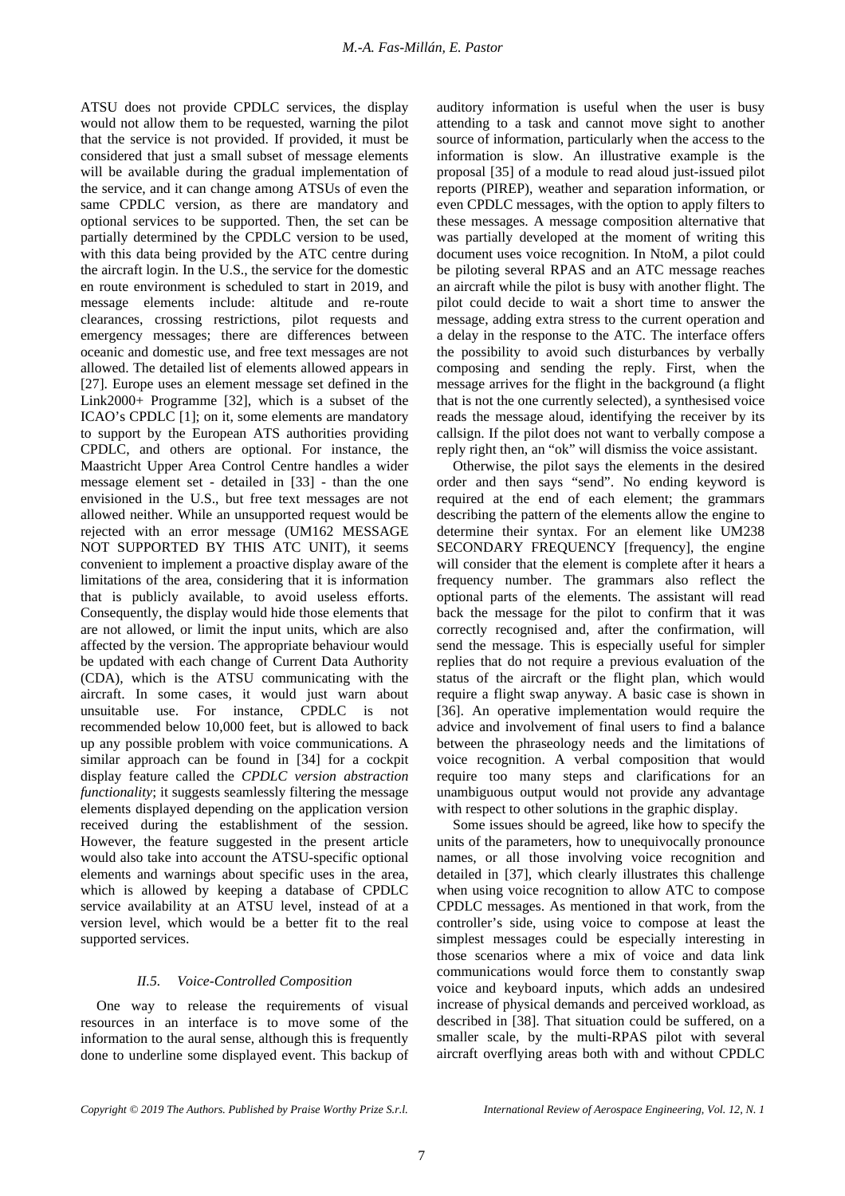ATSU does not provide CPDLC services, the display would not allow them to be requested, warning the pilot that the service is not provided. If provided, it must be considered that just a small subset of message elements will be available during the gradual implementation of the service, and it can change among ATSUs of even the same CPDLC version, as there are mandatory and optional services to be supported. Then, the set can be partially determined by the CPDLC version to be used, with this data being provided by the ATC centre during the aircraft login. In the U.S., the service for the domestic en route environment is scheduled to start in 2019, and message elements include: altitude and re-route clearances, crossing restrictions, pilot requests and emergency messages; there are differences between oceanic and domestic use, and free text messages are not allowed. The detailed list of elements allowed appears in [27]. Europe uses an element message set defined in the Link2000+ Programme [32], which is a subset of the ICAO's CPDLC [1]; on it, some elements are mandatory to support by the European ATS authorities providing CPDLC, and others are optional. For instance, the Maastricht Upper Area Control Centre handles a wider message element set - detailed in [33] - than the one envisioned in the U.S., but free text messages are not allowed neither. While an unsupported request would be rejected with an error message (UM162 MESSAGE NOT SUPPORTED BY THIS ATC UNIT), it seems convenient to implement a proactive display aware of the limitations of the area, considering that it is information that is publicly available, to avoid useless efforts. Consequently, the display would hide those elements that are not allowed, or limit the input units, which are also affected by the version. The appropriate behaviour would be updated with each change of Current Data Authority (CDA), which is the ATSU communicating with the aircraft. In some cases, it would just warn about unsuitable use. For instance, CPDLC is not recommended below 10,000 feet, but is allowed to back up any possible problem with voice communications. A similar approach can be found in [34] for a cockpit display feature called the *CPDLC version abstraction functionality*; it suggests seamlessly filtering the message elements displayed depending on the application version received during the establishment of the session. However, the feature suggested in the present article would also take into account the ATSU-specific optional elements and warnings about specific uses in the area, which is allowed by keeping a database of CPDLC service availability at an ATSU level, instead of at a version level, which would be a better fit to the real supported services.

### *II.5. Voice-Controlled Composition*

One way to release the requirements of visual resources in an interface is to move some of the information to the aural sense, although this is frequently done to underline some displayed event. This backup of auditory information is useful when the user is busy attending to a task and cannot move sight to another source of information, particularly when the access to the information is slow. An illustrative example is the proposal [35] of a module to read aloud just-issued pilot reports (PIREP), weather and separation information, or even CPDLC messages, with the option to apply filters to these messages. A message composition alternative that was partially developed at the moment of writing this document uses voice recognition. In NtoM, a pilot could be piloting several RPAS and an ATC message reaches an aircraft while the pilot is busy with another flight. The pilot could decide to wait a short time to answer the message, adding extra stress to the current operation and a delay in the response to the ATC. The interface offers the possibility to avoid such disturbances by verbally composing and sending the reply. First, when the message arrives for the flight in the background (a flight that is not the one currently selected), a synthesised voice reads the message aloud, identifying the receiver by its callsign. If the pilot does not want to verbally compose a reply right then, an "ok" will dismiss the voice assistant.

Otherwise, the pilot says the elements in the desired order and then says "send". No ending keyword is required at the end of each element; the grammars describing the pattern of the elements allow the engine to determine their syntax. For an element like UM238 SECONDARY FREQUENCY [frequency], the engine will consider that the element is complete after it hears a frequency number. The grammars also reflect the optional parts of the elements. The assistant will read back the message for the pilot to confirm that it was correctly recognised and, after the confirmation, will send the message. This is especially useful for simpler replies that do not require a previous evaluation of the status of the aircraft or the flight plan, which would require a flight swap anyway. A basic case is shown in [36]. An operative implementation would require the advice and involvement of final users to find a balance between the phraseology needs and the limitations of voice recognition. A verbal composition that would require too many steps and clarifications for an unambiguous output would not provide any advantage with respect to other solutions in the graphic display.

Some issues should be agreed, like how to specify the units of the parameters, how to unequivocally pronounce names, or all those involving voice recognition and detailed in [37], which clearly illustrates this challenge when using voice recognition to allow ATC to compose CPDLC messages. As mentioned in that work, from the controller's side, using voice to compose at least the simplest messages could be especially interesting in those scenarios where a mix of voice and data link communications would force them to constantly swap voice and keyboard inputs, which adds an undesired increase of physical demands and perceived workload, as described in [38]. That situation could be suffered, on a smaller scale, by the multi-RPAS pilot with several aircraft overflying areas both with and without CPDLC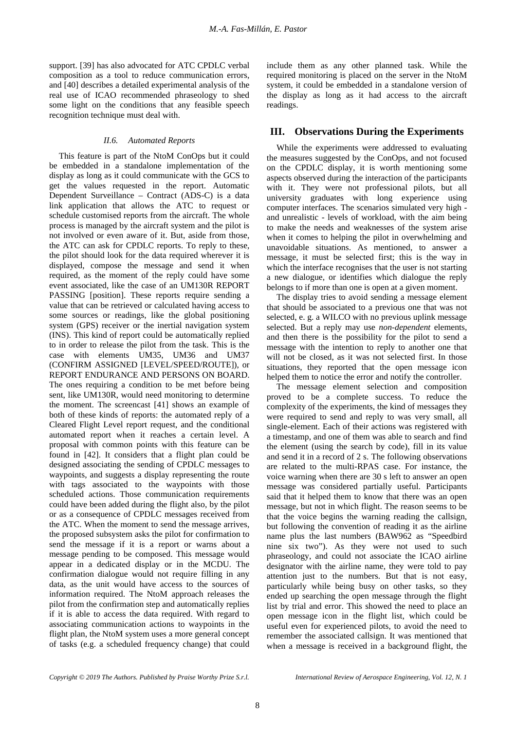support. [39] has also advocated for ATC CPDLC verbal composition as a tool to reduce communication errors, and [40] describes a detailed experimental analysis of the real use of ICAO recommended phraseology to shed some light on the conditions that any feasible speech recognition technique must deal with.

### *II.6. Automated Reports*

This feature is part of the NtoM ConOps but it could be embedded in a standalone implementation of the display as long as it could communicate with the GCS to get the values requested in the report. Automatic Dependent Surveillance – Contract (ADS-C) is a data link application that allows the ATC to request or schedule customised reports from the aircraft. The whole process is managed by the aircraft system and the pilot is not involved or even aware of it. But, aside from those, the ATC can ask for CPDLC reports. To reply to these, the pilot should look for the data required wherever it is displayed, compose the message and send it when required, as the moment of the reply could have some event associated, like the case of an UM130R REPORT PASSING [position]. These reports require sending a value that can be retrieved or calculated having access to some sources or readings, like the global positioning system (GPS) receiver or the inertial navigation system (INS). This kind of report could be automatically replied to in order to release the pilot from the task. This is the case with elements UM35, UM36 and UM37 (CONFIRM ASSIGNED [LEVEL/SPEED/ROUTE]), or REPORT ENDURANCE AND PERSONS ON BOARD. The ones requiring a condition to be met before being sent, like UM130R, would need monitoring to determine the moment. The screencast [41] shows an example of both of these kinds of reports: the automated reply of a Cleared Flight Level report request, and the conditional automated report when it reaches a certain level. A proposal with common points with this feature can be found in [42]. It considers that a flight plan could be designed associating the sending of CPDLC messages to waypoints, and suggests a display representing the route with tags associated to the waypoints with those scheduled actions. Those communication requirements could have been added during the flight also, by the pilot or as a consequence of CPDLC messages received from the ATC. When the moment to send the message arrives, the proposed subsystem asks the pilot for confirmation to send the message if it is a report or warns about a message pending to be composed. This message would appear in a dedicated display or in the MCDU. The confirmation dialogue would not require filling in any data, as the unit would have access to the sources of information required. The NtoM approach releases the pilot from the confirmation step and automatically replies if it is able to access the data required. With regard to associating communication actions to waypoints in the flight plan, the NtoM system uses a more general concept of tasks (e.g. a scheduled frequency change) that could include them as any other planned task. While the required monitoring is placed on the server in the NtoM system, it could be embedded in a standalone version of the display as long as it had access to the aircraft readings.

## III. Observations During the Experiments

While the experiments were addressed to evaluating the measures suggested by the ConOps, and not focused on the CPDLC display, it is worth mentioning some aspects observed during the interaction of the participants with it. They were not professional pilots, but all university graduates with long experience using computer interfaces. The scenarios simulated very high - and unrealistic - levels of workload, with the aim being to make the needs and weaknesses of the system arise when it comes to helping the pilot in overwhelming and unavoidable situations. As mentioned, to answer a message, it must be selected first; this is the way in which the interface recognises that the user is not starting a new dialogue, or identifies which dialogue the reply belongs to if more than one is open at a given moment.

The display tries to avoid sending a message element that should be associated to a previous one that was not selected, e. g. a WILCO with no previous uplink message selected. But a reply may use *non-dependent* elements, and then there is the possibility for the pilot to send a message with the intention to reply to another one that will not be closed, as it was not selected first. In those situations, they reported that the open message icon helped them to notice the error and notify the controller.

The message element selection and composition proved to be a complete success. To reduce the complexity of the experiments, the kind of messages they were required to send and reply to was very small, all single-element. Each of their actions was registered with a timestamp, and one of them was able to search and find the element (using the search by code), fill in its value and send it in a record of 2 s. The following observations are related to the multi-RPAS case. For instance, the voice warning when there are 30 s left to answer an open message was considered partially useful. Participants said that it helped them to know that there was an open message, but not in which flight. The reason seems to be that the voice begins the warning reading the callsign, but following the convention of reading it as the airline name plus the last numbers (BAW962 as "Speedbird nine six two"). As they were not used to such phraseology, and could not associate the ICAO airline designator with the airline name, they were told to pay attention just to the numbers. But that is not easy, particularly while being busy on other tasks, so they ended up searching the open message through the flight list by trial and error. This showed the need to place an open message icon in the flight list, which could be useful even for experienced pilots, to avoid the need to remember the associated callsign. It was mentioned that when a message is received in a background flight, the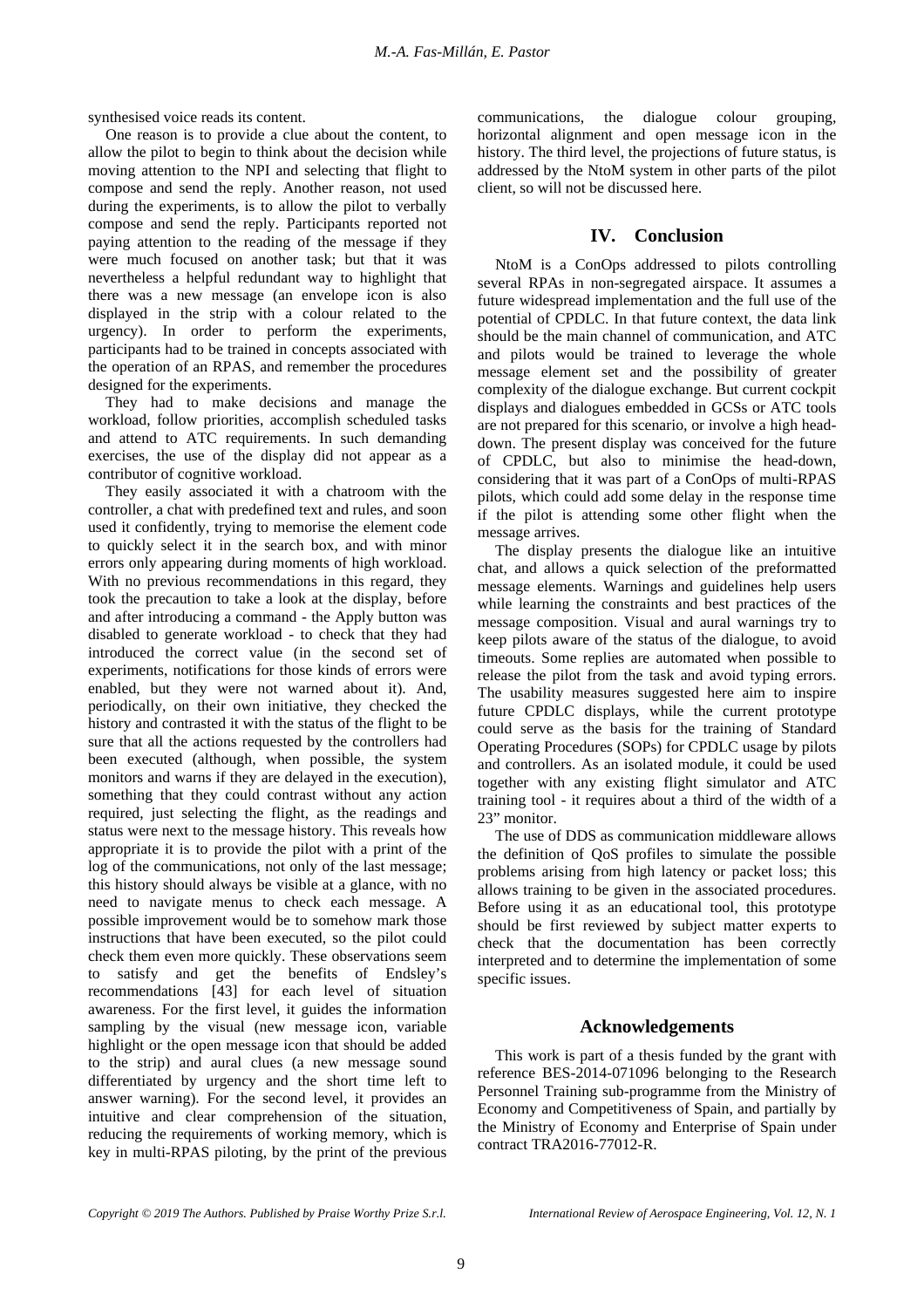synthesised voice reads its content.

One reason is to provide a clue about the content, to allow the pilot to begin to think about the decision while moving attention to the NPI and selecting that flight to compose and send the reply. Another reason, not used during the experiments, is to allow the pilot to verbally compose and send the reply. Participants reported not paying attention to the reading of the message if they were much focused on another task; but that it was nevertheless a helpful redundant way to highlight that there was a new message (an envelope icon is also displayed in the strip with a colour related to the urgency). In order to perform the experiments, participants had to be trained in concepts associated with the operation of an RPAS, and remember the procedures designed for the experiments.

They had to make decisions and manage the workload, follow priorities, accomplish scheduled tasks and attend to ATC requirements. In such demanding exercises, the use of the display did not appear as a contributor of cognitive workload.

They easily associated it with a chatroom with the controller, a chat with predefined text and rules, and soon used it confidently, trying to memorise the element code to quickly select it in the search box, and with minor errors only appearing during moments of high workload. With no previous recommendations in this regard, they took the precaution to take a look at the display, before and after introducing a command - the Apply button was disabled to generate workload - to check that they had introduced the correct value (in the second set of experiments, notifications for those kinds of errors were enabled, but they were not warned about it). And, periodically, on their own initiative, they checked the history and contrasted it with the status of the flight to be sure that all the actions requested by the controllers had been executed (although, when possible, the system monitors and warns if they are delayed in the execution), something that they could contrast without any action required, just selecting the flight, as the readings and status were next to the message history. This reveals how appropriate it is to provide the pilot with a print of the log of the communications, not only of the last message; this history should always be visible at a glance, with no need to navigate menus to check each message. A possible improvement would be to somehow mark those instructions that have been executed, so the pilot could check them even more quickly. These observations seem to satisfy and get the benefits of Endsley's recommendations [43] for each level of situation awareness. For the first level, it guides the information sampling by the visual (new message icon, variable highlight or the open message icon that should be added to the strip) and aural clues (a new message sound differentiated by urgency and the short time left to answer warning). For the second level, it provides an intuitive and clear comprehension of the situation, reducing the requirements of working memory, which is key in multi-RPAS piloting, by the print of the previous communications, the dialogue colour grouping, horizontal alignment and open message icon in the history. The third level, the projections of future status, is addressed by the NtoM system in other parts of the pilot client, so will not be discussed here.

## IV. Conclusion

NtoM is a ConOps addressed to pilots controlling several RPAs in non-segregated airspace. It assumes a future widespread implementation and the full use of the potential of CPDLC. In that future context, the data link should be the main channel of communication, and ATC and pilots would be trained to leverage the whole message element set and the possibility of greater complexity of the dialogue exchange. But current cockpit displays and dialogues embedded in GCSs or ATC tools are not prepared for this scenario, or involve a high head-down. The present display was conceived for the future of CPDLC, but also to minimise the head-down, considering that it was part of a ConOps of multi-RPAS pilots, which could add some delay in the response time if the pilot is attending some other flight when the message arrives.

The display presents the dialogue like an intuitive chat, and allows a quick selection of the preformatted message elements. Warnings and guidelines help users while learning the constraints and best practices of the message composition. Visual and aural warnings try to keep pilots aware of the status of the dialogue, to avoid timeouts. Some replies are automated when possible to release the pilot from the task and avoid typing errors. The usability measures suggested here aim to inspire future CPDLC displays, while the current prototype could serve as the basis for the training of Standard Operating Procedures (SOPs) for CPDLC usage by pilots and controllers. As an isolated module, it could be used together with any existing flight simulator and ATC training tool - it requires about a third of the width of a 23" monitor.

The use of DDS as communication middleware allows the definition of QoS profiles to simulate the possible problems arising from high latency or packet loss; this allows training to be given in the associated procedures. Before using it as an educational tool, this prototype should be first reviewed by subject matter experts to check that the documentation has been correctly interpreted and to determine the implementation of some specific issues.

## Acknowledgements

This work is part of a thesis funded by the grant with reference BES-2014-071096 belonging to the Research Personnel Training sub-programme from the Ministry of Economy and Competitiveness of Spain, and partially by the Ministry of Economy and Enterprise of Spain under contract TRA2016-77012-R.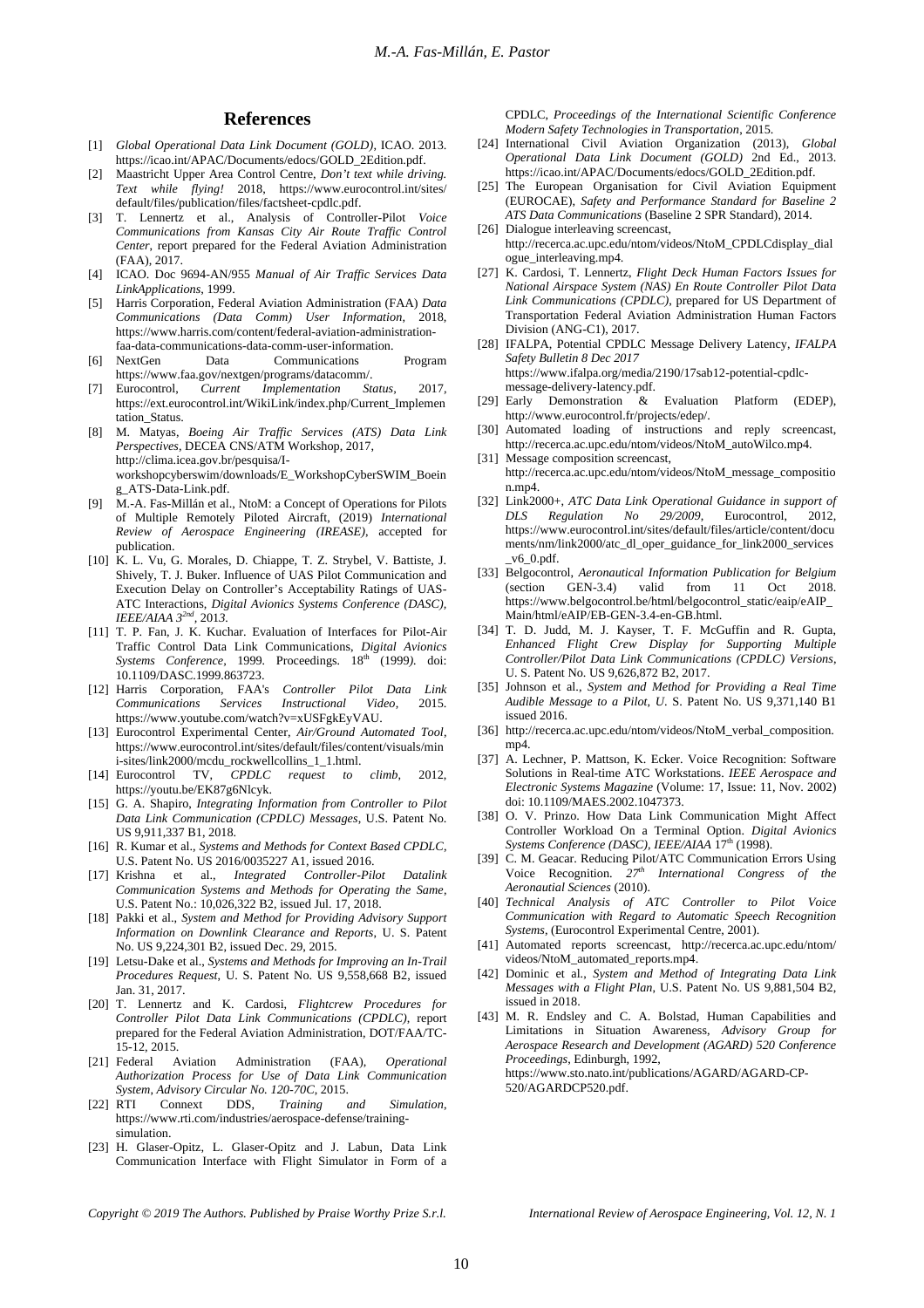## References

[1] *Global Operational Data Link Document (GOLD)*, ICAO. 2013. https://icao.int/APAC/Documents/edocs/GOLD_2Edition.pdf.

[2] Maastricht Upper Area Control Centre, *Don't text while driving. Text while flying!* 2018, https://www.eurocontrol.int/sites/default/files/publication/files/factsheet-cpdlc.pdf.

[3] T. Lennertz et al., Analysis of Controller-Pilot *Voice Communications from Kansas City Air Route Traffic Control Center*, report prepared for the Federal Aviation Administration (FAA), 2017.

[4] ICAO. Doc 9694-AN/955 *Manual of Air Traffic Services Data LinkApplications*, 1999.

[5] Harris Corporation, Federal Aviation Administration (FAA) *Data Communications (Data Comm) User Information*, 2018, https://www.harris.com/content/federal-aviation-administration-faa-data-communications-data-comm-user-information.

[6] NextGen Data Communications Program https://www.faa.gov/nextgen/programs/datacomm/.

[7] Eurocontrol, *Current Implementation Status*, 2017, https://ext.eurocontrol.int/WikiLink/index.php/Current_Implementation_Status.

[8] M. Matyas, *Boeing Air Traffic Services (ATS) Data Link Perspectives*, DECEA CNS/ATM Workshop, 2017, http://clima.icea.gov.br/pesquisa/I-workshopcyberswim/downloads/E_WorkshopCyberSWIM_Boeing_ATS-Data-Link.pdf.

[9] M.-A. Fas-Millán et al., NtoM: a Concept of Operations for Pilots of Multiple Remotely Piloted Aircraft, (2019) *International Review of Aerospace Engineering (IREASE)*, accepted for publication.

[10] K. L. Vu, G. Morales, D. Chiappe, T. Z. Strybel, V. Battiste, J. Shively, T. J. Buker. Influence of UAS Pilot Communication and Execution Delay on Controller's Acceptability Ratings of UAS-ATC Interactions, *Digital Avionics Systems Conference (DASC), IEEE/AIAA 3[2nd]*, 2013.

[11] T. P. Fan, J. K. Kuchar. Evaluation of Interfaces for Pilot-Air Traffic Control Data Link Communications, *Digital Avionics Systems Conference*, 1999. Proceedings. 18[th] (1999*)*. doi: 10.1109/DASC.1999.863723.

[12] Harris Corporation, FAA's *Controller Pilot Data Link Communications Services Instructional Video*, 2015. https://www.youtube.com/watch?v=xUSFgkEyVAU.

[13] Eurocontrol Experimental Center, *Air/Ground Automated Tool*, https://www.eurocontrol.int/sites/default/files/content/visuals/mini-sites/link2000/mcdu_rockwellcollins_1_1.html.

[14] Eurocontrol TV, *CPDLC request to climb*, 2012, https://youtu.be/EK87g6Nlcyk.

[15] G. A. Shapiro, *Integrating Information from Controller to Pilot Data Link Communication (CPDLC) Messages*, U.S. Patent No. US 9,911,337 B1, 2018.

[16] R. Kumar et al., *Systems and Methods for Context Based CPDLC*, U.S. Patent No. US 2016/0035227 A1, issued 2016.

[17] Krishna et al., *Integrated Controller-Pilot Datalink Communication Systems and Methods for Operating the Same*, U.S. Patent No.: 10,026,322 B2, issued Jul. 17, 2018.

[18] Pakki et al., *System and Method for Providing Advisory Support Information on Downlink Clearance and Reports*, U. S. Patent No. US 9,224,301 B2, issued Dec. 29, 2015.

[19] Letsu-Dake et al., *Systems and Methods for Improving an In-Trail Procedures Request*, U. S. Patent No. US 9,558,668 B2, issued Jan. 31, 2017.

[20] T. Lennertz and K. Cardosi, *Flightcrew Procedures for Controller Pilot Data Link Communications (CPDLC)*, report prepared for the Federal Aviation Administration, DOT/FAA/TC-15-12, 2015.

[21] Federal Aviation Administration (FAA), *Operational Authorization Process for Use of Data Link Communication System, Advisory Circular No. 120-70C*, 2015.

[22] RTI Connext DDS, *Training and Simulation*, https://www.rti.com/industries/aerospace-defense/training-simulation.

[23] H. Glaser-Opitz, L. Glaser-Opitz and J. Labun, Data Link Communication Interface with Flight Simulator in Form of a CPDLC, *Proceedings of the International Scientific Conference Modern Safety Technologies in Transportation*, 2015.

[24] International Civil Aviation Organization (2013), *Global Operational Data Link Document (GOLD)* 2nd Ed., 2013. https://icao.int/APAC/Documents/edocs/GOLD_2Edition.pdf.

[25] The European Organisation for Civil Aviation Equipment (EUROCAE), *Safety and Performance Standard for Baseline 2 ATS Data Communications* (Baseline 2 SPR Standard), 2014.

[26] Dialogue interleaving screencast, http://recerca.ac.upc.edu/ntom/videos/NtoM_CPDLCdisplay_dialogue_interleaving.mp4.

[27] K. Cardosi, T. Lennertz, *Flight Deck Human Factors Issues for National Airspace System (NAS) En Route Controller Pilot Data Link Communications (CPDLC)*, prepared for US Department of Transportation Federal Aviation Administration Human Factors Division (ANG-C1), 2017.

[28] IFALPA, Potential CPDLC Message Delivery Latency, *IFALPA Safety Bulletin 8 Dec 2017* https://www.ifalpa.org/media/2190/17sab12-potential-cpdlc-message-delivery-latency.pdf.

[29] Early Demonstration & Evaluation Platform (EDEP), http://www.eurocontrol.fr/projects/edep/.

[30] Automated loading of instructions and reply screencast, http://recerca.ac.upc.edu/ntom/videos/NtoM_autoWilco.mp4.

[31] Message composition screencast, http://recerca.ac.upc.edu/ntom/videos/NtoM_message_composition.mp4.

[32] Link2000+, *ATC Data Link Operational Guidance in support of DLS Regulation No 29/2009*, Eurocontrol, 2012, https://www.eurocontrol.int/sites/default/files/article/content/documents/nm/link2000/atc_dl_oper_guidance_for_link2000_services_v6_0.pdf.

[33] Belgocontrol, *Aeronautical Information Publication for Belgium* (section GEN-3.4) valid from 11 Oct 2018. https://www.belgocontrol.be/html/belgocontrol_static/eaip/eAIP_Main/html/eAIP/EB-GEN-3.4-en-GB.html.

[34] T. D. Judd, M. J. Kayser, T. F. McGuffin and R. Gupta, *Enhanced Flight Crew Display for Supporting Multiple Controller/Pilot Data Link Communications (CPDLC) Versions*, U. S. Patent No. US 9,626,872 B2, 2017.

[35] Johnson et al., *System and Method for Providing a Real Time Audible Message to a Pilot, U*. S. Patent No. US 9,371,140 B1 issued 2016.

[36] http://recerca.ac.upc.edu/ntom/videos/NtoM_verbal_composition.mp4.

[37] A. Lechner, P. Mattson, K. Ecker. Voice Recognition: Software Solutions in Real-time ATC Workstations. *IEEE Aerospace and Electronic Systems Magazine* (Volume: 17, Issue: 11, Nov. 2002) doi: 10.1109/MAES.2002.1047373.

[38] O. V. Prinzo. How Data Link Communication Might Affect Controller Workload On a Terminal Option. *Digital Avionics Systems Conference (DASC), IEEE/AIAA* 17[th] (1998).

[39] C. M. Geacar. Reducing Pilot/ATC Communication Errors Using Voice Recognition. *27[th] International Congress of the Aeronautial Sciences* (2010).

[40] *Technical Analysis of ATC Controller to Pilot Voice Communication with Regard to Automatic Speech Recognition Systems*, (Eurocontrol Experimental Centre, 2001).

[41] Automated reports screencast, http://recerca.ac.upc.edu/ntom/videos/NtoM_automated_reports.mp4.

[42] Dominic et al., *System and Method of Integrating Data Link Messages with a Flight Plan*, U.S. Patent No. US 9,881,504 B2, issued in 2018.

[43] M. R. Endsley and C. A. Bolstad, Human Capabilities and Limitations in Situation Awareness, *Advisory Group for Aerospace Research and Development (AGARD) 520 Conference Proceedings*, Edinburgh, 1992, https://www.sto.nato.int/publications/AGARD/AGARD-CP-520/AGARDCP520.pdf.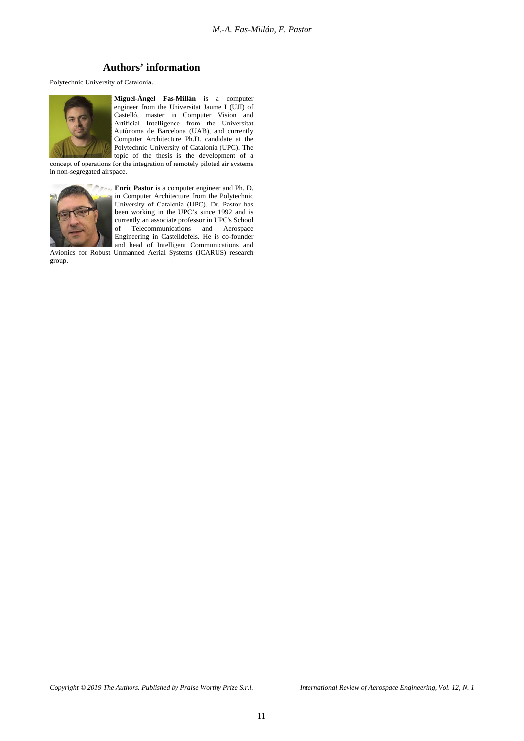## Authors' information

Polytechnic University of Catalonia.

**Miguel-Ángel Fas-Millán** is a computer engineer from the Universitat Jaume I (UJI) of Castelló, master in Computer Vision and Artificial Intelligence from the Universitat Autònoma de Barcelona (UAB), and currently Computer Architecture Ph.D. candidate at the Polytechnic University of Catalonia (UPC). The topic of the thesis is the development of a concept of operations for the integration of remotely piloted air systems in non-segregated airspace.

**Enric Pastor** is a computer engineer and Ph. D. in Computer Architecture from the Polytechnic University of Catalonia (UPC). Dr. Pastor has been working in the UPC's since 1992 and is currently an associate professor in UPC's School of Telecommunications and Aerospace Engineering in Castelldefels. He is co-founder and head of Intelligent Communications and Avionics for Robust Unmanned Aerial Systems (ICARUS) research group.